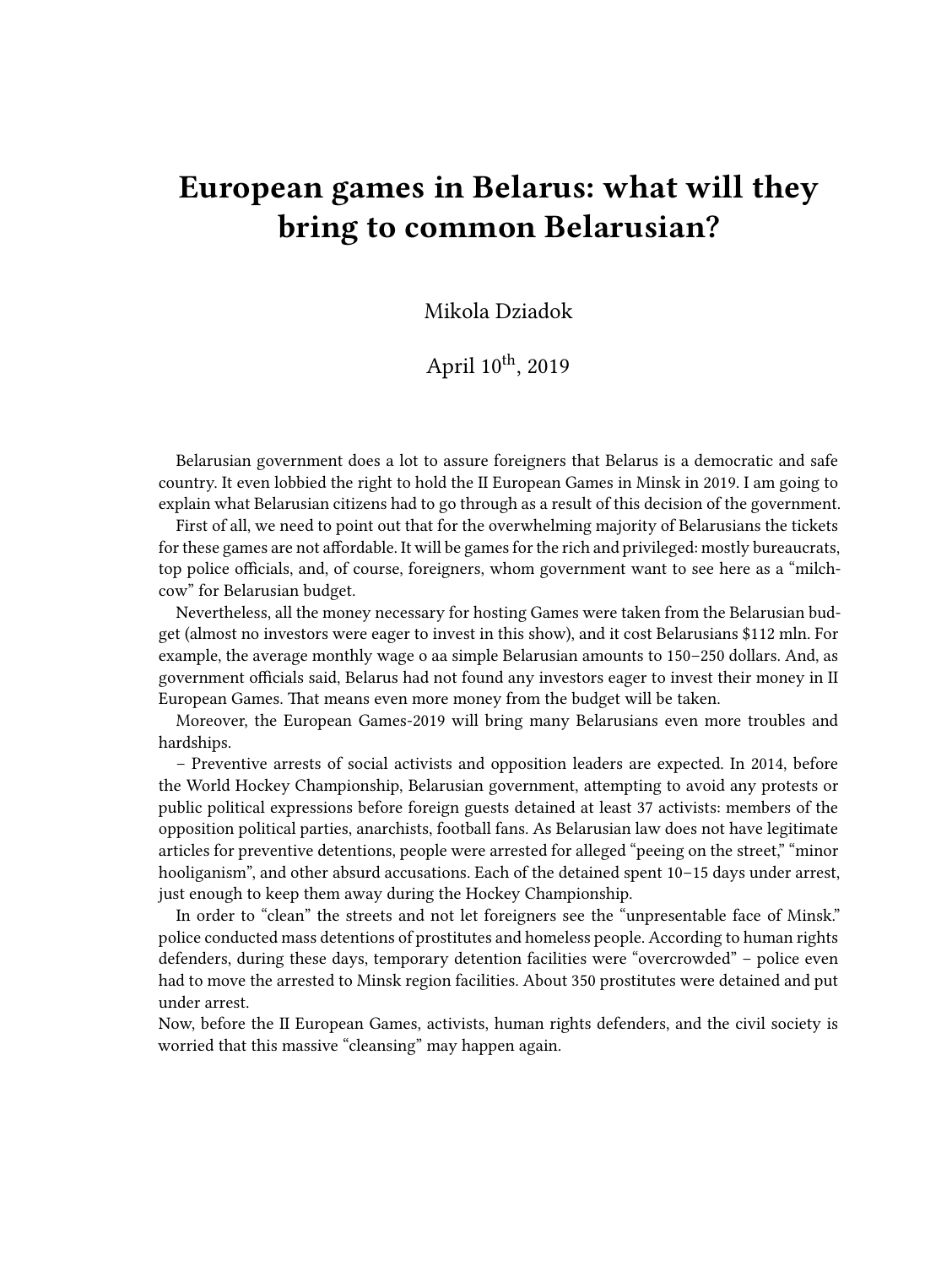# European games in Belarus: what will they bring to common Belarusian?

Mikola Dziadok

April 10th, 2019

Belarusian government does a lot to assure foreigners that Belarus is a democratic and safe country. It even lobbied the right to hold the II European Games in Minsk in 2019. I am going to explain what Belarusian citizens had to go through as a result of this decision of the government.

First of all, we need to point out that for the overwhelming majority of Belarusians the tickets for these games are not affordable. It will be games for the rich and privileged: mostly bureaucrats, top police officials, and, of course, foreigners, whom government want to see here as a "milch-cow" for Belarusian budget.

Nevertheless, all the money necessary for hosting Games were taken from the Belarusian budget (almost no investors were eager to invest in this show), and it cost Belarusians $112 mln. For example, the average monthly wage o aa simple Belarusian amounts to 150–250 dollars. And, as government officials said, Belarus had not found any investors eager to invest their money in II European Games. That means even more money from the budget will be taken.

Moreover, the European Games-2019 will bring many Belarusians even more troubles and hardships.

– Preventive arrests of social activists and opposition leaders are expected. In 2014, before the World Hockey Championship, Belarusian government, attempting to avoid any protests or public political expressions before foreign guests detained at least 37 activists: members of the opposition political parties, anarchists, football fans. As Belarusian law does not have legitimate articles for preventive detentions, people were arrested for alleged "peeing on the street," "minor hooliganism", and other absurd accusations. Each of the detained spent 10–15 days under arrest, just enough to keep them away during the Hockey Championship.

In order to "clean" the streets and not let foreigners see the "unpresentable face of Minsk." police conducted mass detentions of prostitutes and homeless people. According to human rights defenders, during these days, temporary detention facilities were "overcrowded" – police even had to move the arrested to Minsk region facilities. About 350 prostitutes were detained and put under arrest.

Now, before the II European Games, activists, human rights defenders, and the civil society is worried that this massive "cleansing" may happen again.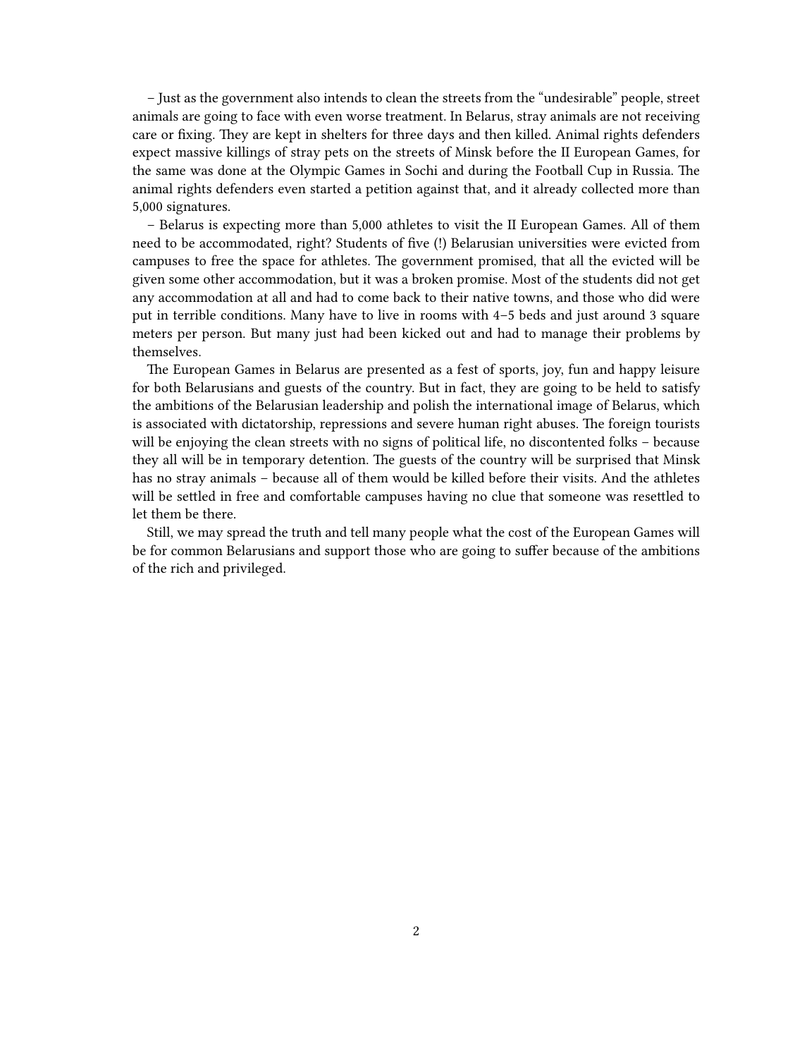– Just as the government also intends to clean the streets from the “undesirable” people, street animals are going to face with even worse treatment. In Belarus, stray animals are not receiving care or fixing. They are kept in shelters for three days and then killed. Animal rights defenders expect massive killings of stray pets on the streets of Minsk before the II European Games, for the same was done at the Olympic Games in Sochi and during the Football Cup in Russia. The animal rights defenders even started a petition against that, and it already collected more than 5,000 signatures.

– Belarus is expecting more than 5,000 athletes to visit the II European Games. All of them need to be accommodated, right? Students of five (!) Belarusian universities were evicted from campuses to free the space for athletes. The government promised, that all the evicted will be given some other accommodation, but it was a broken promise. Most of the students did not get any accommodation at all and had to come back to their native towns, and those who did were put in terrible conditions. Many have to live in rooms with 4–5 beds and just around 3 square meters per person. But many just had been kicked out and had to manage their problems by themselves.

The European Games in Belarus are presented as a fest of sports, joy, fun and happy leisure for both Belarusians and guests of the country. But in fact, they are going to be held to satisfy the ambitions of the Belarusian leadership and polish the international image of Belarus, which is associated with dictatorship, repressions and severe human right abuses. The foreign tourists will be enjoying the clean streets with no signs of political life, no discontented folks – because they all will be in temporary detention. The guests of the country will be surprised that Minsk has no stray animals – because all of them would be killed before their visits. And the athletes will be settled in free and comfortable campuses having no clue that someone was resettled to let them be there.

Still, we may spread the truth and tell many people what the cost of the European Games will be for common Belarusians and support those who are going to suffer because of the ambitions of the rich and privileged.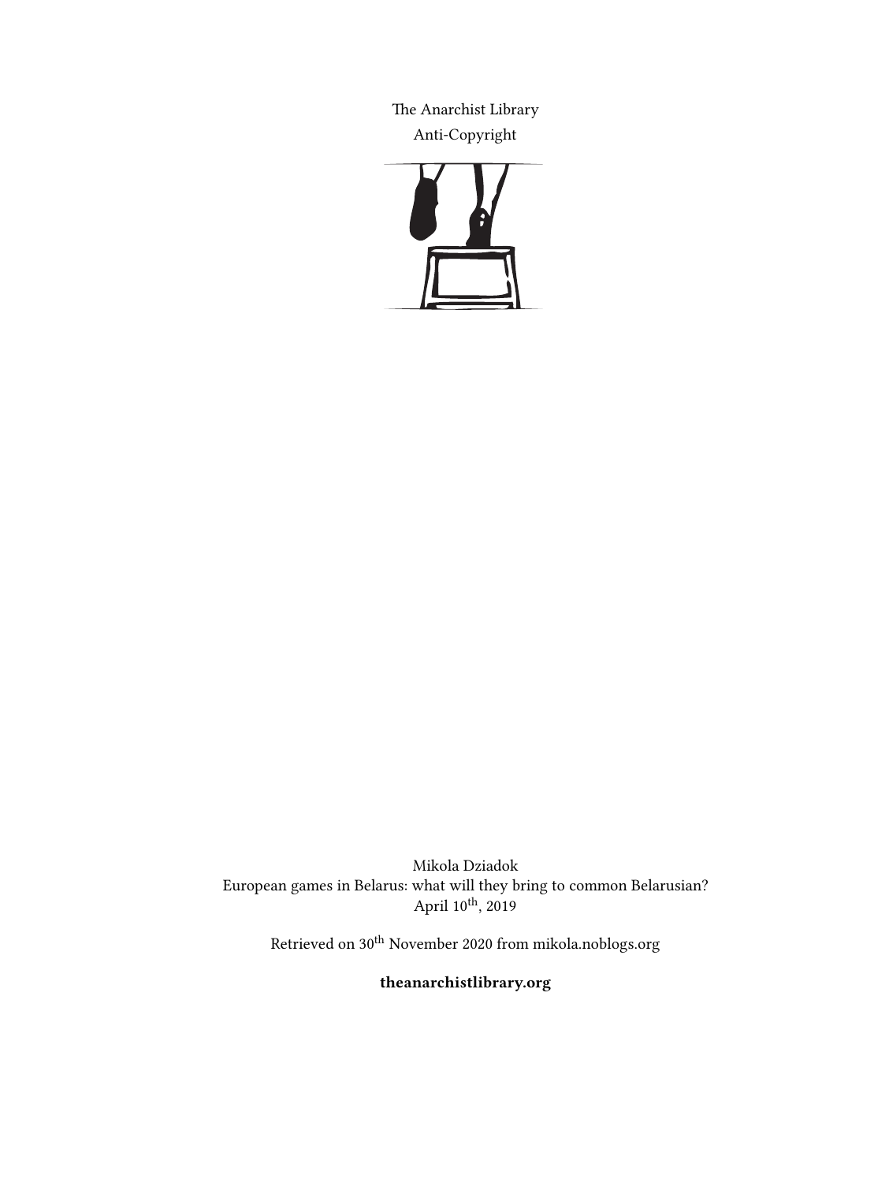The Anarchist Library
Anti-Copyright

Mikola Dziadok
European games in Belarus: what will they bring to common Belarusian?
April 10th, 2019

Retrieved on 30th November 2020 from mikola.noblogs.org

**theanarchistlibrary.org**